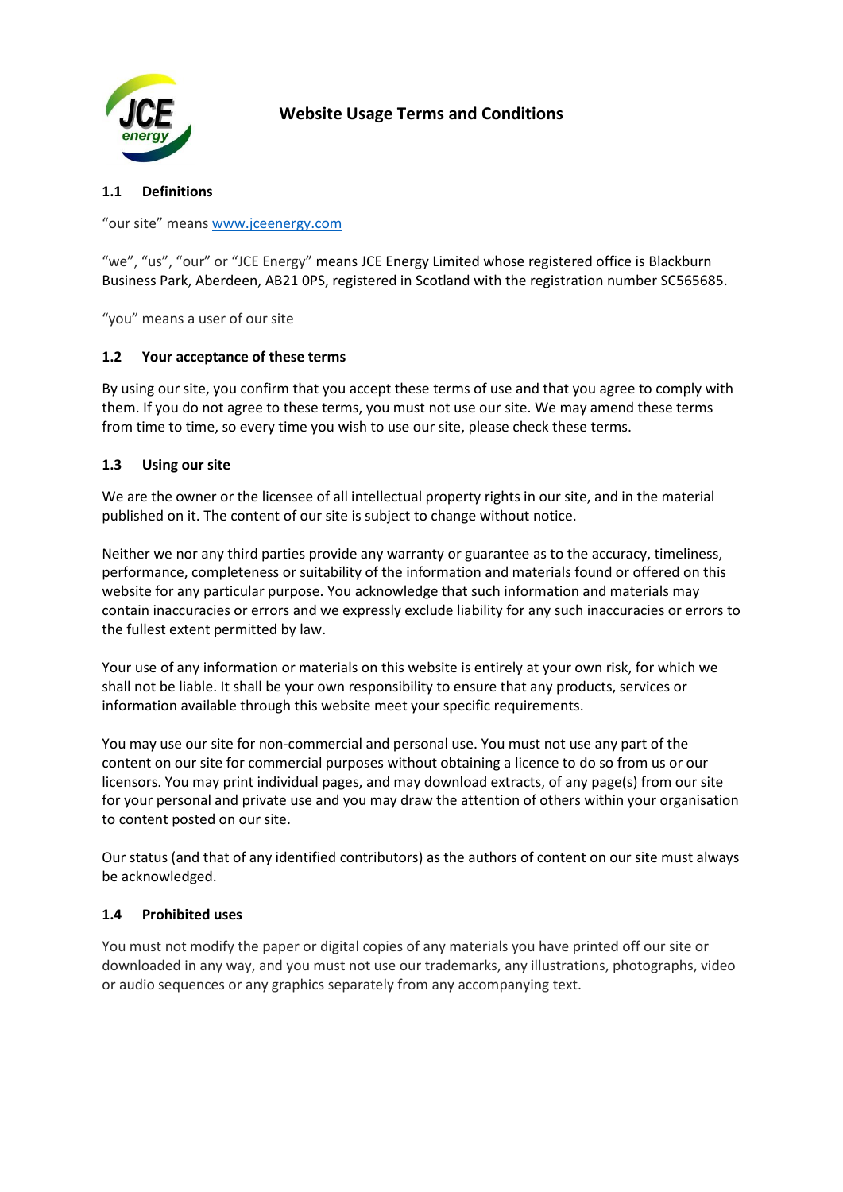# Website Usage Terms and Conditions

## 1.1 Definitions

"our site" means www.jceenergy.com

"we", "us", "our" or "JCE Energy" means JCE Energy Limited whose registered office is Blackburn Business Park, Aberdeen, AB21 0PS, registered in Scotland with the registration number SC565685.

"you" means a user of our site

## 1.2 Your acceptance of these terms

By using our site, you confirm that you accept these terms of use and that you agree to comply with them. If you do not agree to these terms, you must not use our site. We may amend these terms from time to time, so every time you wish to use our site, please check these terms.

## 1.3 Using our site

We are the owner or the licensee of all intellectual property rights in our site, and in the material published on it. The content of our site is subject to change without notice.

Neither we nor any third parties provide any warranty or guarantee as to the accuracy, timeliness, performance, completeness or suitability of the information and materials found or offered on this website for any particular purpose. You acknowledge that such information and materials may contain inaccuracies or errors and we expressly exclude liability for any such inaccuracies or errors to the fullest extent permitted by law.

Your use of any information or materials on this website is entirely at your own risk, for which we shall not be liable. It shall be your own responsibility to ensure that any products, services or information available through this website meet your specific requirements.

You may use our site for non-commercial and personal use. You must not use any part of the content on our site for commercial purposes without obtaining a licence to do so from us or our licensors. You may print individual pages, and may download extracts, of any page(s) from our site for your personal and private use and you may draw the attention of others within your organisation to content posted on our site.

Our status (and that of any identified contributors) as the authors of content on our site must always be acknowledged.

## 1.4 Prohibited uses

You must not modify the paper or digital copies of any materials you have printed off our site or downloaded in any way, and you must not use our trademarks, any illustrations, photographs, video or audio sequences or any graphics separately from any accompanying text.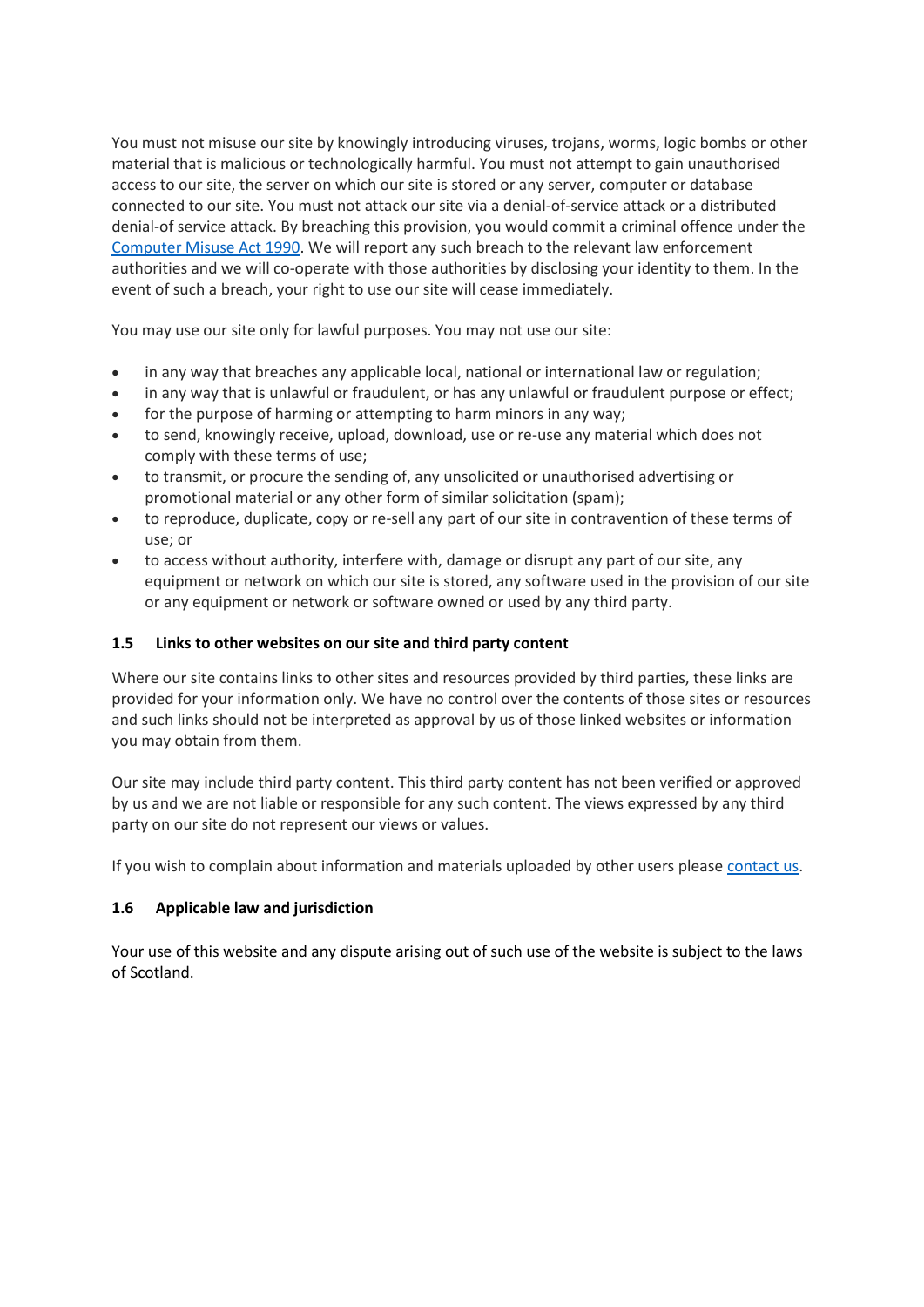You must not misuse our site by knowingly introducing viruses, trojans, worms, logic bombs or other material that is malicious or technologically harmful. You must not attempt to gain unauthorised access to our site, the server on which our site is stored or any server, computer or database connected to our site. You must not attack our site via a denial-of-service attack or a distributed denial-of service attack. By breaching this provision, you would commit a criminal offence under the [Computer Misuse Act 1990](). We will report any such breach to the relevant law enforcement authorities and we will co-operate with those authorities by disclosing your identity to them. In the event of such a breach, your right to use our site will cease immediately.

You may use our site only for lawful purposes. You may not use our site:

- in any way that breaches any applicable local, national or international law or regulation;
- in any way that is unlawful or fraudulent, or has any unlawful or fraudulent purpose or effect;
- for the purpose of harming or attempting to harm minors in any way;
- to send, knowingly receive, upload, download, use or re-use any material which does not comply with these terms of use;
- to transmit, or procure the sending of, any unsolicited or unauthorised advertising or promotional material or any other form of similar solicitation (spam);
- to reproduce, duplicate, copy or re-sell any part of our site in contravention of these terms of use; or
- to access without authority, interfere with, damage or disrupt any part of our site, any equipment or network on which our site is stored, any software used in the provision of our site or any equipment or network or software owned or used by any third party.

### 1.5 Links to other websites on our site and third party content

Where our site contains links to other sites and resources provided by third parties, these links are provided for your information only. We have no control over the contents of those sites or resources and such links should not be interpreted as approval by us of those linked websites or information you may obtain from them.

Our site may include third party content. This third party content has not been verified or approved by us and we are not liable or responsible for any such content. The views expressed by any third party on our site do not represent our views or values.

If you wish to complain about information and materials uploaded by other users please [contact us]().

### 1.6 Applicable law and jurisdiction

Your use of this website and any dispute arising out of such use of the website is subject to the laws of Scotland.